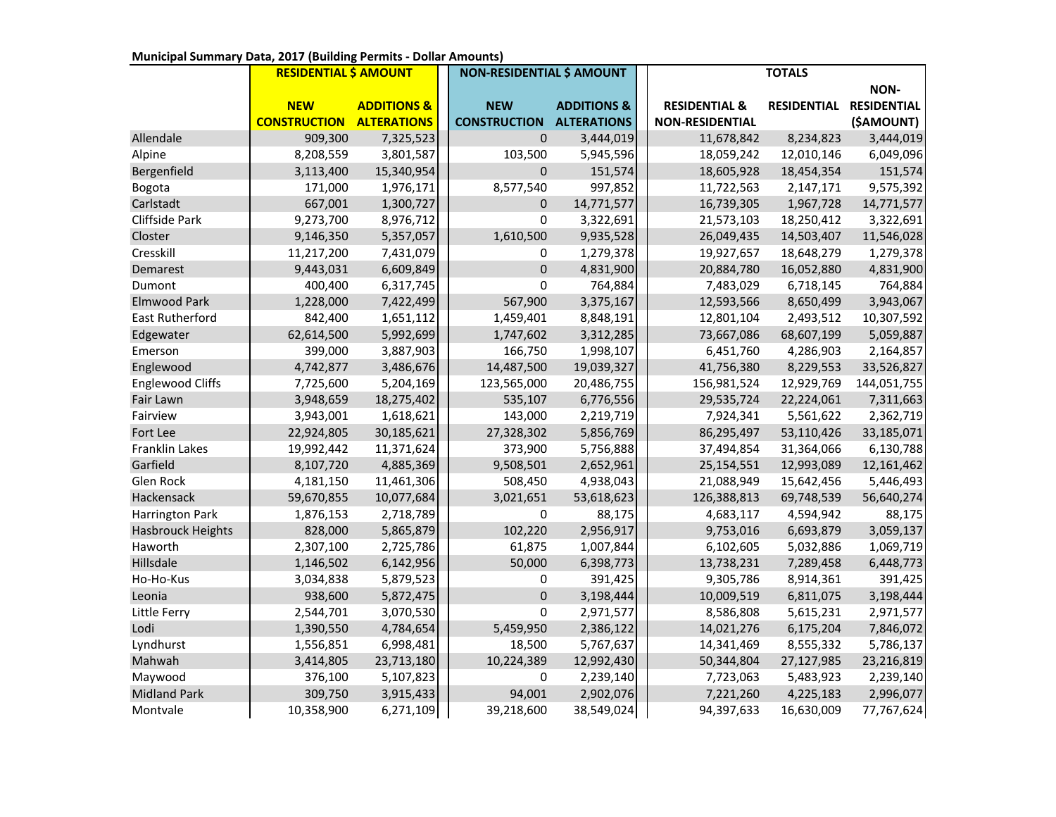**Municipal Summary Data, 2017 (Building Permits - Dollar Amounts)**

| | RESIDENTIAL $ AMOUNT | | NON-RESIDENTIAL $ AMOUNT | | TOTALS | | |
|---|---|---|---|---|---|---|---|
| | NEW CONSTRUCTION | ADDITIONS & ALTERATIONS | NEW CONSTRUCTION | ADDITIONS & ALTERATIONS | RESIDENTIAL & NON-RESIDENTIAL | RESIDENTIAL | NON-RESIDENTIAL ($AMOUNT) |
| Allendale | 909,300 | 7,325,523 | 0 | 3,444,019 | 11,678,842 | 8,234,823 | 3,444,019 |
| Alpine | 8,208,559 | 3,801,587 | 103,500 | 5,945,596 | 18,059,242 | 12,010,146 | 6,049,096 |
| Bergenfield | 3,113,400 | 15,340,954 | 0 | 151,574 | 18,605,928 | 18,454,354 | 151,574 |
| Bogota | 171,000 | 1,976,171 | 8,577,540 | 997,852 | 11,722,563 | 2,147,171 | 9,575,392 |
| Carlstadt | 667,001 | 1,300,727 | 0 | 14,771,577 | 16,739,305 | 1,967,728 | 14,771,577 |
| Cliffside Park | 9,273,700 | 8,976,712 | 0 | 3,322,691 | 21,573,103 | 18,250,412 | 3,322,691 |
| Closter | 9,146,350 | 5,357,057 | 1,610,500 | 9,935,528 | 26,049,435 | 14,503,407 | 11,546,028 |
| Cresskill | 11,217,200 | 7,431,079 | 0 | 1,279,378 | 19,927,657 | 18,648,279 | 1,279,378 |
| Demarest | 9,443,031 | 6,609,849 | 0 | 4,831,900 | 20,884,780 | 16,052,880 | 4,831,900 |
| Dumont | 400,400 | 6,317,745 | 0 | 764,884 | 7,483,029 | 6,718,145 | 764,884 |
| Elmwood Park | 1,228,000 | 7,422,499 | 567,900 | 3,375,167 | 12,593,566 | 8,650,499 | 3,943,067 |
| East Rutherford | 842,400 | 1,651,112 | 1,459,401 | 8,848,191 | 12,801,104 | 2,493,512 | 10,307,592 |
| Edgewater | 62,614,500 | 5,992,699 | 1,747,602 | 3,312,285 | 73,667,086 | 68,607,199 | 5,059,887 |
| Emerson | 399,000 | 3,887,903 | 166,750 | 1,998,107 | 6,451,760 | 4,286,903 | 2,164,857 |
| Englewood | 4,742,877 | 3,486,676 | 14,487,500 | 19,039,327 | 41,756,380 | 8,229,553 | 33,526,827 |
| Englewood Cliffs | 7,725,600 | 5,204,169 | 123,565,000 | 20,486,755 | 156,981,524 | 12,929,769 | 144,051,755 |
| Fair Lawn | 3,948,659 | 18,275,402 | 535,107 | 6,776,556 | 29,535,724 | 22,224,061 | 7,311,663 |
| Fairview | 3,943,001 | 1,618,621 | 143,000 | 2,219,719 | 7,924,341 | 5,561,622 | 2,362,719 |
| Fort Lee | 22,924,805 | 30,185,621 | 27,328,302 | 5,856,769 | 86,295,497 | 53,110,426 | 33,185,071 |
| Franklin Lakes | 19,992,442 | 11,371,624 | 373,900 | 5,756,888 | 37,494,854 | 31,364,066 | 6,130,788 |
| Garfield | 8,107,720 | 4,885,369 | 9,508,501 | 2,652,961 | 25,154,551 | 12,993,089 | 12,161,462 |
| Glen Rock | 4,181,150 | 11,461,306 | 508,450 | 4,938,043 | 21,088,949 | 15,642,456 | 5,446,493 |
| Hackensack | 59,670,855 | 10,077,684 | 3,021,651 | 53,618,623 | 126,388,813 | 69,748,539 | 56,640,274 |
| Harrington Park | 1,876,153 | 2,718,789 | 0 | 88,175 | 4,683,117 | 4,594,942 | 88,175 |
| Hasbrouck Heights | 828,000 | 5,865,879 | 102,220 | 2,956,917 | 9,753,016 | 6,693,879 | 3,059,137 |
| Haworth | 2,307,100 | 2,725,786 | 61,875 | 1,007,844 | 6,102,605 | 5,032,886 | 1,069,719 |
| Hillsdale | 1,146,502 | 6,142,956 | 50,000 | 6,398,773 | 13,738,231 | 7,289,458 | 6,448,773 |
| Ho-Ho-Kus | 3,034,838 | 5,879,523 | 0 | 391,425 | 9,305,786 | 8,914,361 | 391,425 |
| Leonia | 938,600 | 5,872,475 | 0 | 3,198,444 | 10,009,519 | 6,811,075 | 3,198,444 |
| Little Ferry | 2,544,701 | 3,070,530 | 0 | 2,971,577 | 8,586,808 | 5,615,231 | 2,971,577 |
| Lodi | 1,390,550 | 4,784,654 | 5,459,950 | 2,386,122 | 14,021,276 | 6,175,204 | 7,846,072 |
| Lyndhurst | 1,556,851 | 6,998,481 | 18,500 | 5,767,637 | 14,341,469 | 8,555,332 | 5,786,137 |
| Mahwah | 3,414,805 | 23,713,180 | 10,224,389 | 12,992,430 | 50,344,804 | 27,127,985 | 23,216,819 |
| Maywood | 376,100 | 5,107,823 | 0 | 2,239,140 | 7,723,063 | 5,483,923 | 2,239,140 |
| Midland Park | 309,750 | 3,915,433 | 94,001 | 2,902,076 | 7,221,260 | 4,225,183 | 2,996,077 |
| Montvale | 10,358,900 | 6,271,109 | 39,218,600 | 38,549,024 | 94,397,633 | 16,630,009 | 77,767,624 |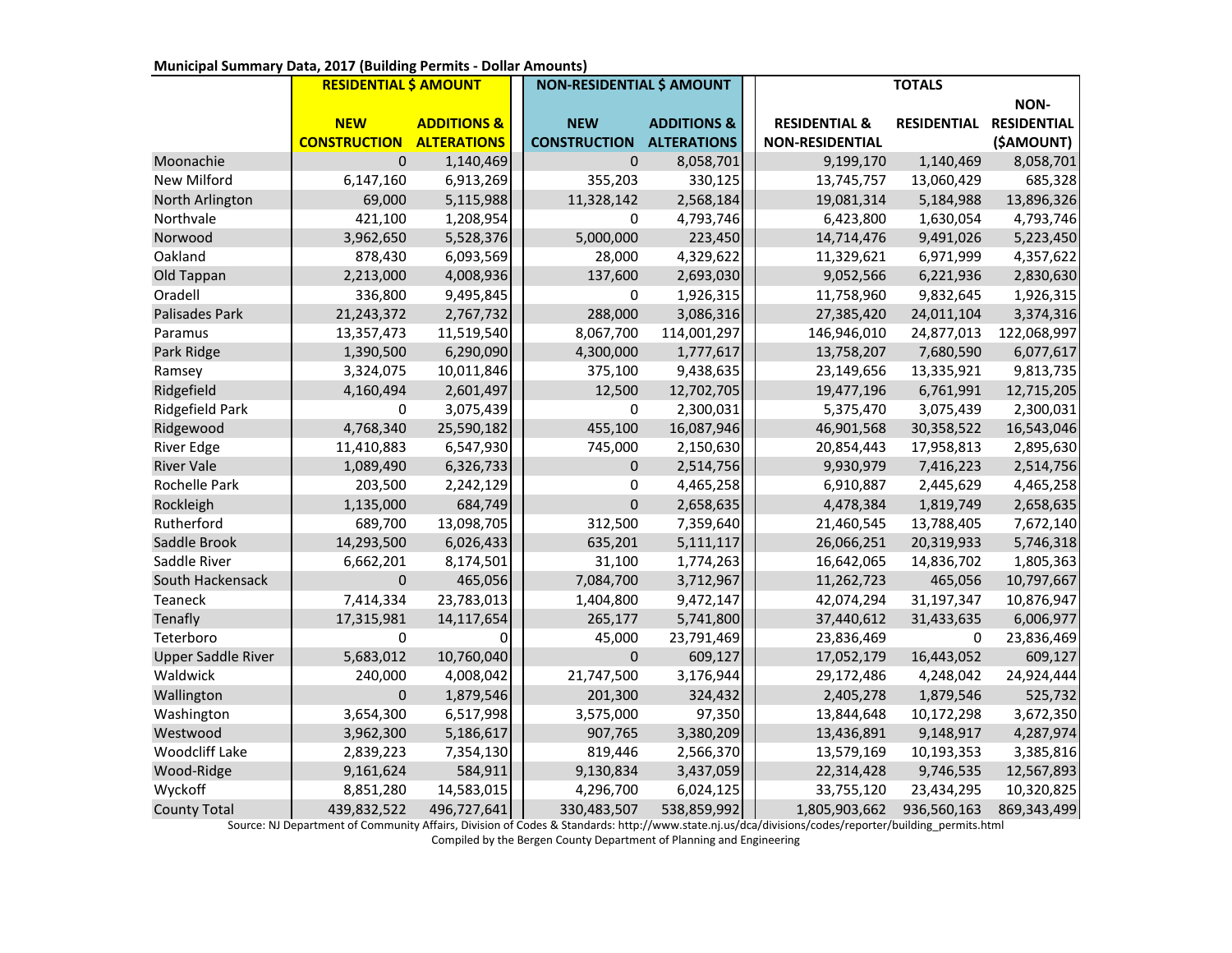**Municipal Summary Data, 2017 (Building Permits - Dollar Amounts)**

| | RESIDENTIAL $ AMOUNT | | NON-RESIDENTIAL $ AMOUNT | | TOTALS | | |
|---|---|---|---|---|---|---|---|
| | NEW CONSTRUCTION | ADDITIONS & ALTERATIONS | NEW CONSTRUCTION | ADDITIONS & ALTERATIONS | RESIDENTIAL & NON-RESIDENTIAL | RESIDENTIAL | NON-RESIDENTIAL ($AMOUNT) |
| Moonachie | 0 | 1,140,469 | 0 | 8,058,701 | 9,199,170 | 1,140,469 | 8,058,701 |
| New Milford | 6,147,160 | 6,913,269 | 355,203 | 330,125 | 13,745,757 | 13,060,429 | 685,328 |
| North Arlington | 69,000 | 5,115,988 | 11,328,142 | 2,568,184 | 19,081,314 | 5,184,988 | 13,896,326 |
| Northvale | 421,100 | 1,208,954 | 0 | 4,793,746 | 6,423,800 | 1,630,054 | 4,793,746 |
| Norwood | 3,962,650 | 5,528,376 | 5,000,000 | 223,450 | 14,714,476 | 9,491,026 | 5,223,450 |
| Oakland | 878,430 | 6,093,569 | 28,000 | 4,329,622 | 11,329,621 | 6,971,999 | 4,357,622 |
| Old Tappan | 2,213,000 | 4,008,936 | 137,600 | 2,693,030 | 9,052,566 | 6,221,936 | 2,830,630 |
| Oradell | 336,800 | 9,495,845 | 0 | 1,926,315 | 11,758,960 | 9,832,645 | 1,926,315 |
| Palisades Park | 21,243,372 | 2,767,732 | 288,000 | 3,086,316 | 27,385,420 | 24,011,104 | 3,374,316 |
| Paramus | 13,357,473 | 11,519,540 | 8,067,700 | 114,001,297 | 146,946,010 | 24,877,013 | 122,068,997 |
| Park Ridge | 1,390,500 | 6,290,090 | 4,300,000 | 1,777,617 | 13,758,207 | 7,680,590 | 6,077,617 |
| Ramsey | 3,324,075 | 10,011,846 | 375,100 | 9,438,635 | 23,149,656 | 13,335,921 | 9,813,735 |
| Ridgefield | 4,160,494 | 2,601,497 | 12,500 | 12,702,705 | 19,477,196 | 6,761,991 | 12,715,205 |
| Ridgefield Park | 0 | 3,075,439 | 0 | 2,300,031 | 5,375,470 | 3,075,439 | 2,300,031 |
| Ridgewood | 4,768,340 | 25,590,182 | 455,100 | 16,087,946 | 46,901,568 | 30,358,522 | 16,543,046 |
| River Edge | 11,410,883 | 6,547,930 | 745,000 | 2,150,630 | 20,854,443 | 17,958,813 | 2,895,630 |
| River Vale | 1,089,490 | 6,326,733 | 0 | 2,514,756 | 9,930,979 | 7,416,223 | 2,514,756 |
| Rochelle Park | 203,500 | 2,242,129 | 0 | 4,465,258 | 6,910,887 | 2,445,629 | 4,465,258 |
| Rockleigh | 1,135,000 | 684,749 | 0 | 2,658,635 | 4,478,384 | 1,819,749 | 2,658,635 |
| Rutherford | 689,700 | 13,098,705 | 312,500 | 7,359,640 | 21,460,545 | 13,788,405 | 7,672,140 |
| Saddle Brook | 14,293,500 | 6,026,433 | 635,201 | 5,111,117 | 26,066,251 | 20,319,933 | 5,746,318 |
| Saddle River | 6,662,201 | 8,174,501 | 31,100 | 1,774,263 | 16,642,065 | 14,836,702 | 1,805,363 |
| South Hackensack | 0 | 465,056 | 7,084,700 | 3,712,967 | 11,262,723 | 465,056 | 10,797,667 |
| Teaneck | 7,414,334 | 23,783,013 | 1,404,800 | 9,472,147 | 42,074,294 | 31,197,347 | 10,876,947 |
| Tenafly | 17,315,981 | 14,117,654 | 265,177 | 5,741,800 | 37,440,612 | 31,433,635 | 6,006,977 |
| Teterboro | 0 | 0 | 45,000 | 23,791,469 | 23,836,469 | 0 | 23,836,469 |
| Upper Saddle River | 5,683,012 | 10,760,040 | 0 | 609,127 | 17,052,179 | 16,443,052 | 609,127 |
| Waldwick | 240,000 | 4,008,042 | 21,747,500 | 3,176,944 | 29,172,486 | 4,248,042 | 24,924,444 |
| Wallington | 0 | 1,879,546 | 201,300 | 324,432 | 2,405,278 | 1,879,546 | 525,732 |
| Washington | 3,654,300 | 6,517,998 | 3,575,000 | 97,350 | 13,844,648 | 10,172,298 | 3,672,350 |
| Westwood | 3,962,300 | 5,186,617 | 907,765 | 3,380,209 | 13,436,891 | 9,148,917 | 4,287,974 |
| Woodcliff Lake | 2,839,223 | 7,354,130 | 819,446 | 2,566,370 | 13,579,169 | 10,193,353 | 3,385,816 |
| Wood-Ridge | 9,161,624 | 584,911 | 9,130,834 | 3,437,059 | 22,314,428 | 9,746,535 | 12,567,893 |
| Wyckoff | 8,851,280 | 14,583,015 | 4,296,700 | 6,024,125 | 33,755,120 | 23,434,295 | 10,320,825 |
| County Total | 439,832,522 | 496,727,641 | 330,483,507 | 538,859,992 | 1,805,903,662 | 936,560,163 | 869,343,499 |

Source: NJ Department of Community Affairs, Division of Codes & Standards: http://www.state.nj.us/dca/divisions/codes/reporter/building_permits.html

Compiled by the Bergen County Department of Planning and Engineering